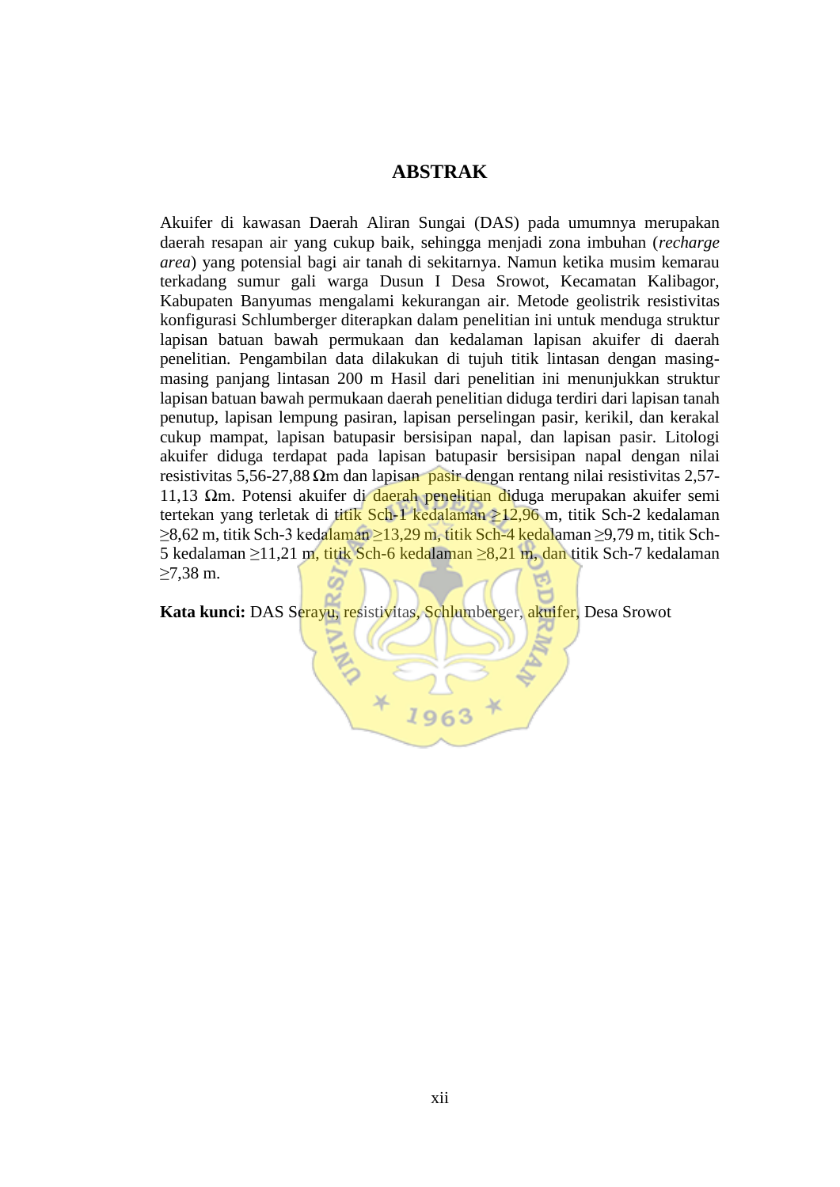# ABSTRAK

Akuifer di kawasan Daerah Aliran Sungai (DAS) pada umumnya merupakan daerah resapan air yang cukup baik, sehingga menjadi zona imbuhan (*recharge area*) yang potensial bagi air tanah di sekitarnya. Namun ketika musim kemarau terkadang sumur gali warga Dusun I Desa Srowot, Kecamatan Kalibagor, Kabupaten Banyumas mengalami kekurangan air. Metode geolistrik resistivitas konfigurasi Schlumberger diterapkan dalam penelitian ini untuk menduga struktur lapisan batuan bawah permukaan dan kedalaman lapisan akuifer di daerah penelitian. Pengambilan data dilakukan di tujuh titik lintasan dengan masing-masing panjang lintasan 200 m Hasil dari penelitian ini menunjukkan struktur lapisan batuan bawah permukaan daerah penelitian diduga terdiri dari lapisan tanah penutup, lapisan lempung pasiran, lapisan perselingan pasir, kerikil, dan kerakal cukup mampat, lapisan batupasir bersisipan napal, dan lapisan pasir. Litologi akuifer diduga terdapat pada lapisan batupasir bersisipan napal dengan nilai resistivitas 5,56-27,88 Ωm dan lapisan pasir dengan rentang nilai resistivitas 2,57-11,13 Ωm. Potensi akuifer di daerah penelitian diduga merupakan akuifer semi tertekan yang terletak di titik Sch-1 kedalaman ≥12,96 m, titik Sch-2 kedalaman ≥8,62 m, titik Sch-3 kedalaman ≥13,29 m, titik Sch-4 kedalaman ≥9,79 m, titik Sch-5 kedalaman ≥11,21 m, titik Sch-6 kedalaman ≥8,21 m, dan titik Sch-7 kedalaman ≥7,38 m.

**Kata kunci:** DAS Serayu, resistivitas, Schlumberger, akuifer, Desa Srowot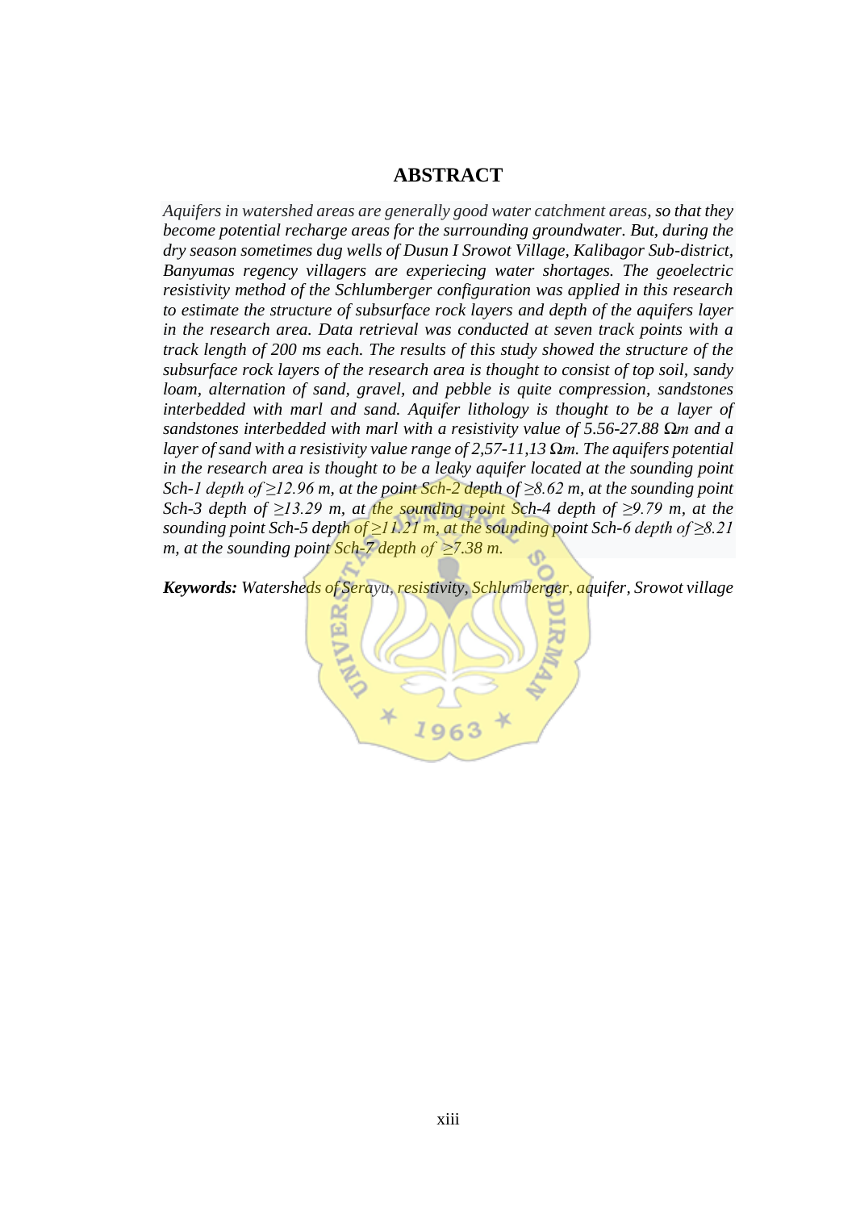# ABSTRACT

*Aquifers in watershed areas are generally good water catchment areas, so that they become potential recharge areas for the surrounding groundwater. But, during the dry season sometimes dug wells of Dusun I Srowot Village, Kalibagor Sub-district, Banyumas regency villagers are experiecing water shortages. The geoelectric resistivity method of the Schlumberger configuration was applied in this research to estimate the structure of subsurface rock layers and depth of the aquifers layer in the research area. Data retrieval was conducted at seven track points with a track length of 200 ms each. The results of this study showed the structure of the subsurface rock layers of the research area is thought to consist of top soil, sandy loam, alternation of sand, gravel, and pebble is quite compression, sandstones interbedded with marl and sand. Aquifer lithology is thought to be a layer of sandstones interbedded with marl with a resistivity value of 5.56-27.88 Ωm and a layer of sand with a resistivity value range of 2,57-11,13 Ωm. The aquifers potential in the research area is thought to be a leaky aquifer located at the sounding point Sch-1 depth of ≥12.96 m, at the point Sch-2 depth of ≥8.62 m, at the sounding point Sch-3 depth of ≥13.29 m, at the sounding point Sch-4 depth of ≥9.79 m, at the sounding point Sch-5 depth of ≥11.21 m, at the sounding point Sch-6 depth of ≥8.21 m, at the sounding point Sch-7 depth of ≥7.38 m.*

***Keywords:*** *Watersheds of Serayu, resistivity, Schlumberger, aquifer, Srowot village*